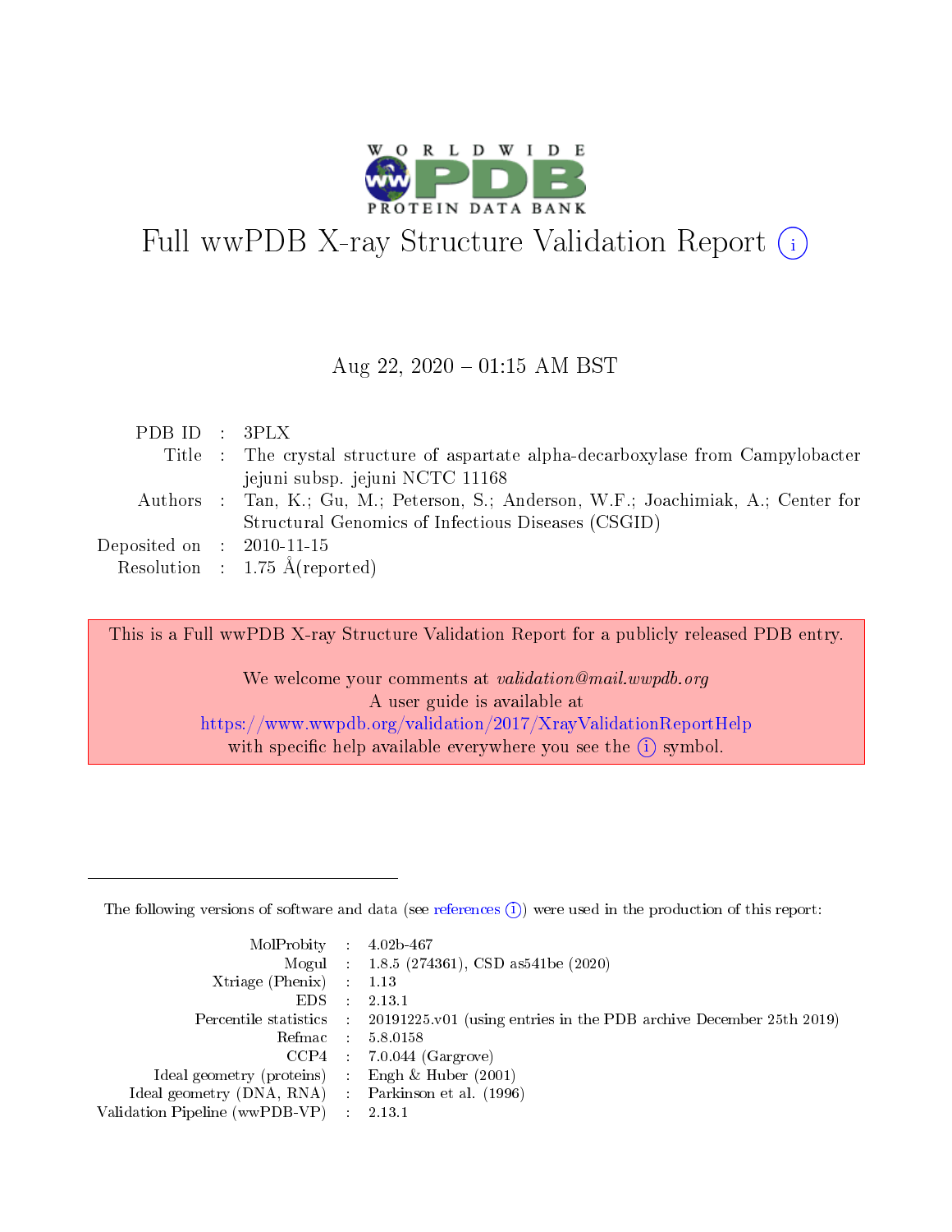# Full wwPDB X-ray Structure Validation Report

Aug 22, 2020 – 01:15 AM BST

| | | |
|---|---|---|
| PDB ID | : | 3PLX |
| Title | : | The crystal structure of aspartate alpha-decarboxylase from Campylobacter jejuni subsp. jejuni NCTC 11168 |
| Authors | : | Tan, K.; Gu, M.; Peterson, S.; Anderson, W.F.; Joachimiak, A.; Center for Structural Genomics of Infectious Diseases (CSGID) |
| Deposited on | : | 2010-11-15 |
| Resolution | : | 1.75 Å(reported) |

This is a Full wwPDB X-ray Structure Validation Report for a publicly released PDB entry.

We welcome your comments at *validation@mail.wwpdb.org*
A user guide is available at
https://www.wwpdb.org/validation/2017/XrayValidationReportHelp
with specific help available everywhere you see the (i) symbol.

The following versions of software and data (see references (i)) were used in the production of this report:

| | | |
|---|---|---|
| MolProbity | : | 4.02b-467 |
| Mogul | : | 1.8.5 (274361), CSD as541be (2020) |
| Xtriage (Phenix) | : | 1.13 |
| EDS | : | 2.13.1 |
| Percentile statistics | : | 20191225.v01 (using entries in the PDB archive December 25th 2019) |
| Refmac | : | 5.8.0158 |
| CCP4 | : | 7.0.044 (Gargrove) |
| Ideal geometry (proteins) | : | Engh & Huber (2001) |
| Ideal geometry (DNA, RNA) | : | Parkinson et al. (1996) |
| Validation Pipeline (wwPDB-VP) | : | 2.13.1 |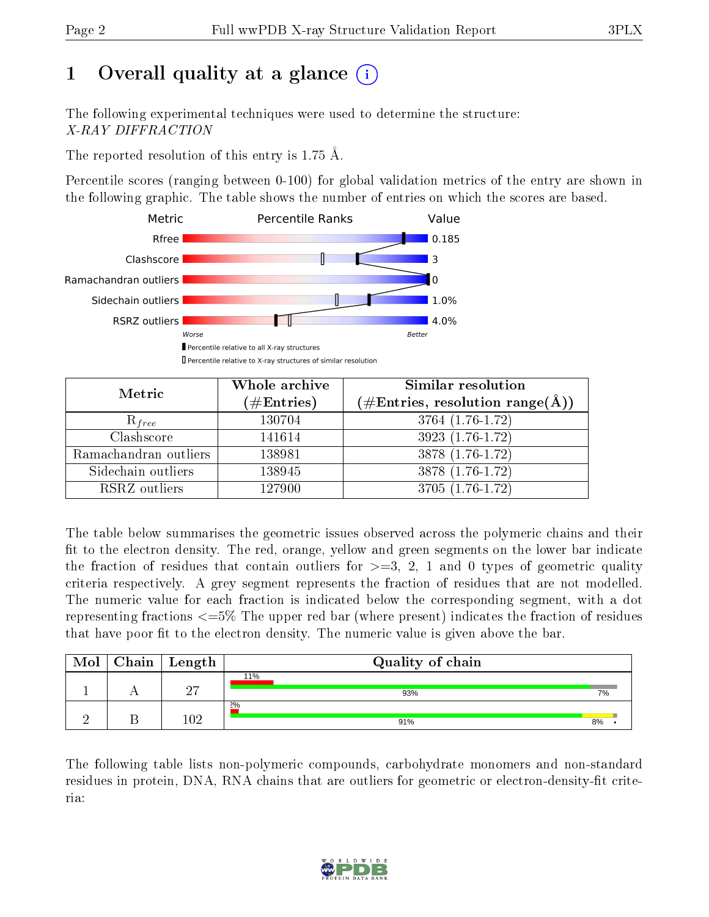# 1 Overall quality at a glance (i)

The following experimental techniques were used to determine the structure:
*X-RAY DIFFRACTION*

The reported resolution of this entry is 1.75 Å.

Percentile scores (ranging between 0-100) for global validation metrics of the entry are shown in the following graphic. The table shows the number of entries on which the scores are based.

| Metric | Value |
|---|---|
| Rfree | 0.185 |
| Clashscore | 3 |
| Ramachandran outliers | 0 |
| Sidechain outliers | 1.0% |
| RSRZ outliers | 4.0% |

Worse — Better

▮ Percentile relative to all X-ray structures
▯ Percentile relative to X-ray structures of similar resolution

| Metric | Whole archive (#Entries) | Similar resolution (#Entries, resolution range(Å)) |
|---|---|---|
| $R_{free}$ | 130704 | 3764 (1.76-1.72) |
| Clashscore | 141614 | 3923 (1.76-1.72) |
| Ramachandran outliers | 138981 | 3878 (1.76-1.72) |
| Sidechain outliers | 138945 | 3878 (1.76-1.72) |
| RSRZ outliers | 127900 | 3705 (1.76-1.72) |

The table below summarises the geometric issues observed across the polymeric chains and their fit to the electron density. The red, orange, yellow and green segments on the lower bar indicate the fraction of residues that contain outliers for >=3, 2, 1 and 0 types of geometric quality criteria respectively. A grey segment represents the fraction of residues that are not modelled. The numeric value for each fraction is indicated below the corresponding segment, with a dot representing fractions <=5% The upper red bar (where present) indicates the fraction of residues that have poor fit to the electron density. The numeric value is given above the bar.

| Mol | Chain | Length | Quality of chain |
|---|---|---|---|
| 1 | A | 27 | 11% (poor fit); 93% green, 7% grey |
| 2 | B | 102 | 2% (poor fit); 91% green, 8% yellow, • grey |

The following table lists non-polymeric compounds, carbohydrate monomers and non-standard residues in protein, DNA, RNA chains that are outliers for geometric or electron-density-fit criteria: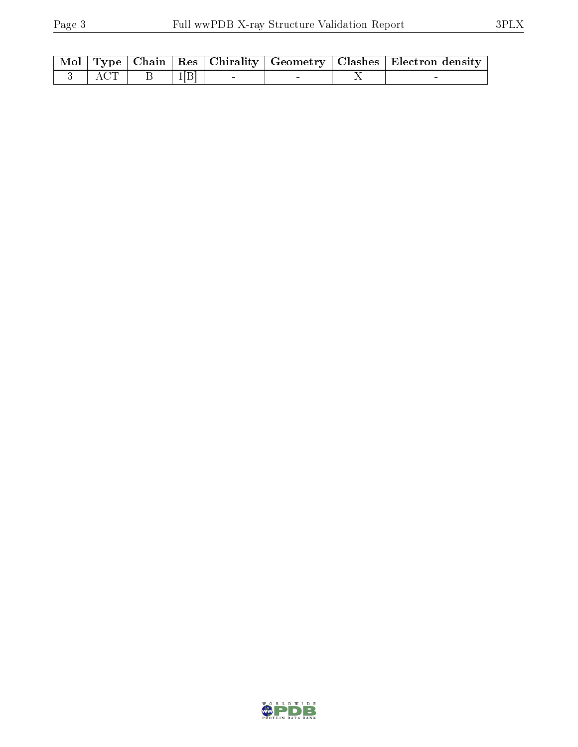| Mol | Type | Chain | Res | Chirality | Geometry | Clashes | Electron density |
|---|---|---|---|---|---|---|---|
| 3 | ACT | B | 1[B] | - | - | X | - |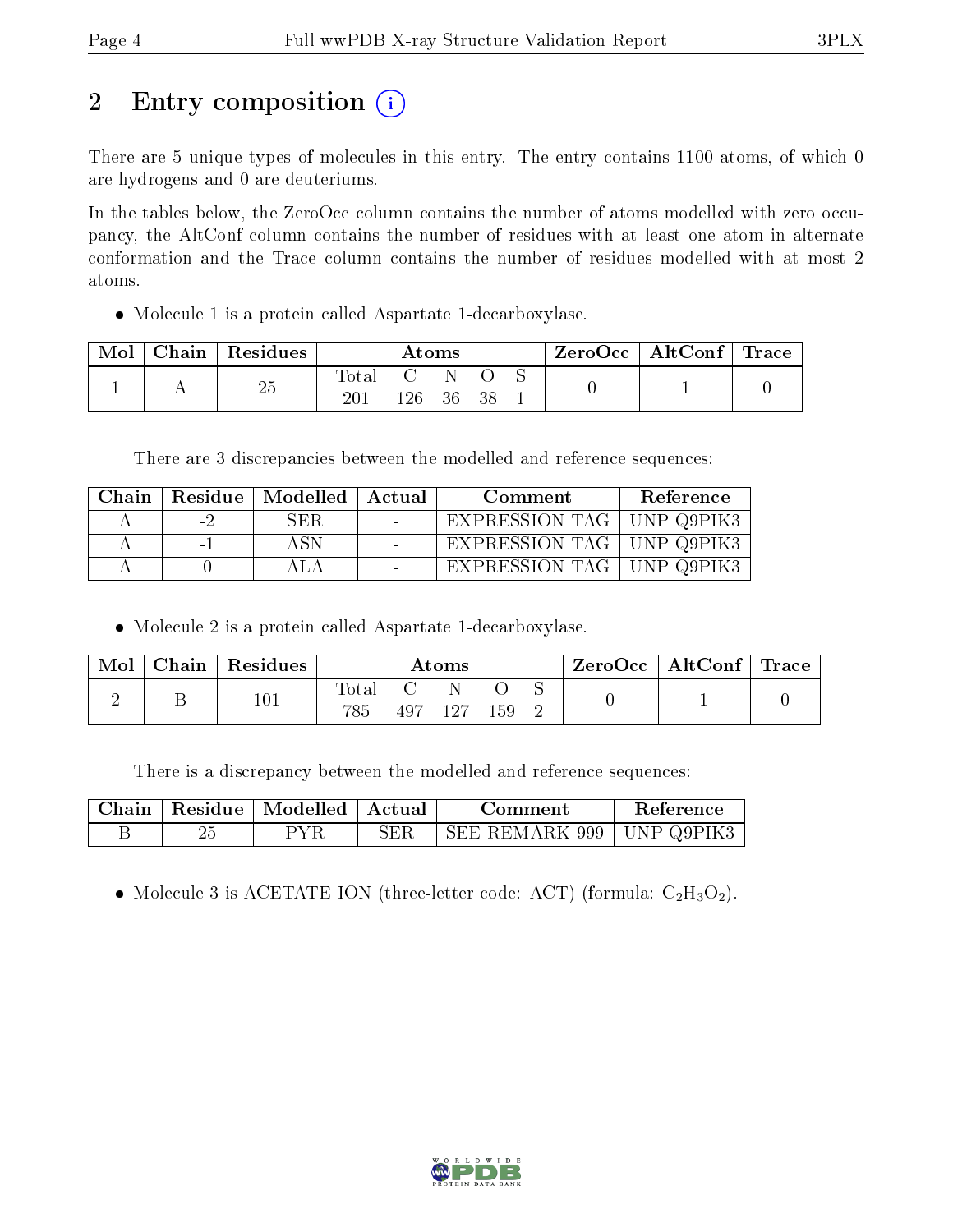# 2 Entry composition

There are 5 unique types of molecules in this entry. The entry contains 1100 atoms, of which 0 are hydrogens and 0 are deuteriums.

In the tables below, the ZeroOcc column contains the number of atoms modelled with zero occupancy, the AltConf column contains the number of residues with at least one atom in alternate conformation and the Trace column contains the number of residues modelled with at most 2 atoms.

- Molecule 1 is a protein called Aspartate 1-decarboxylase.

| Mol | Chain | Residues | Atoms | | | | | ZeroOcc | AltConf | Trace |
|---|---|---|---|---|---|---|---|---|---|---|
| | | | Total | C | N | O | S | | | |
| 1 | A | 25 | 201 | 126 | 36 | 38 | 1 | 0 | 1 | 0 |

There are 3 discrepancies between the modelled and reference sequences:

| Chain | Residue | Modelled | Actual | Comment | Reference |
|---|---|---|---|---|---|
| A | -2 | SER | - | EXPRESSION TAG | UNP Q9PIK3 |
| A | -1 | ASN | - | EXPRESSION TAG | UNP Q9PIK3 |
| A | 0 | ALA | - | EXPRESSION TAG | UNP Q9PIK3 |

- Molecule 2 is a protein called Aspartate 1-decarboxylase.

| Mol | Chain | Residues | Atoms | | | | | ZeroOcc | AltConf | Trace |
|---|---|---|---|---|---|---|---|---|---|---|
| | | | Total | C | N | O | S | | | |
| 2 | B | 101 | 785 | 497 | 127 | 159 | 2 | 0 | 1 | 0 |

There is a discrepancy between the modelled and reference sequences:

| Chain | Residue | Modelled | Actual | Comment | Reference |
|---|---|---|---|---|---|
| B | 25 | PYR | SER | SEE REMARK 999 | UNP Q9PIK3 |

- Molecule 3 is ACETATE ION (three-letter code: ACT) (formula: $C_2H_3O_2$).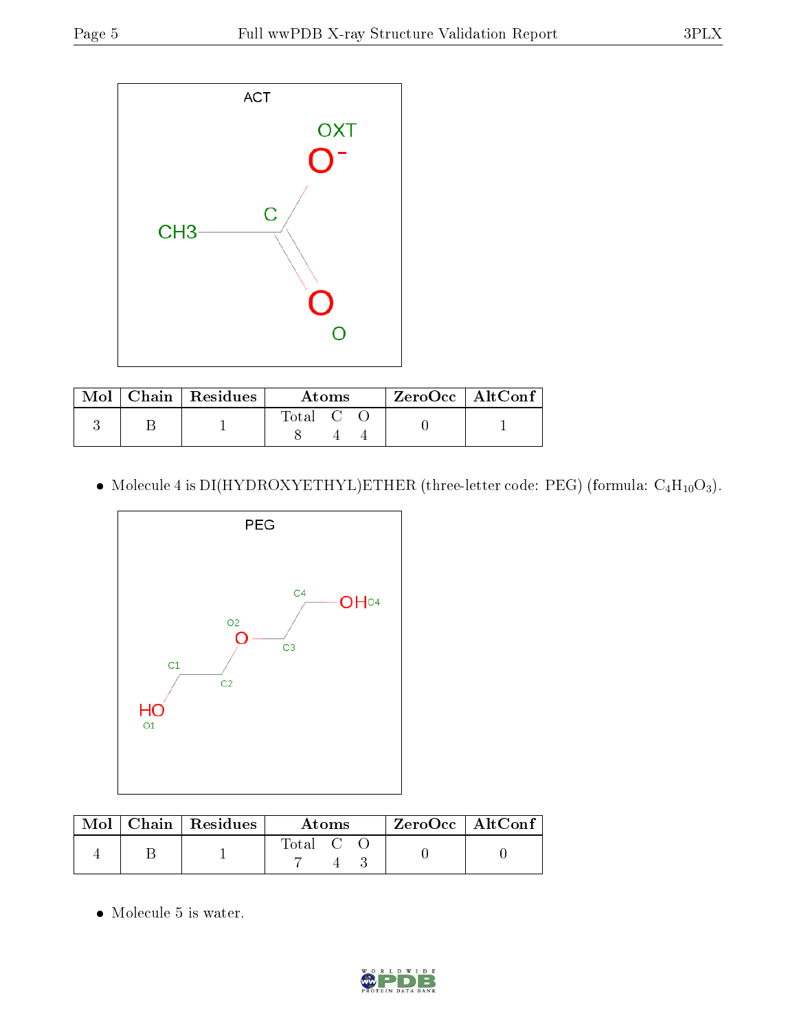ACT

| Mol | Chain | Residues | Atoms | | | ZeroOcc | AltConf |
|---|---|---|---|---|---|---|---|
| | | | Total | C | O | | |
| 3 | B | 1 | 8 | 4 | 4 | 0 | 1 |

- Molecule 4 is DI(HYDROXYETHYL)ETHER (three-letter code: PEG) (formula: $C_4H_{10}O_3$).

PEG

| Mol | Chain | Residues | Atoms | | | ZeroOcc | AltConf |
|---|---|---|---|---|---|---|---|
| | | | Total | C | O | | |
| 4 | B | 1 | 7 | 4 | 3 | 0 | 0 |

- Molecule 5 is water.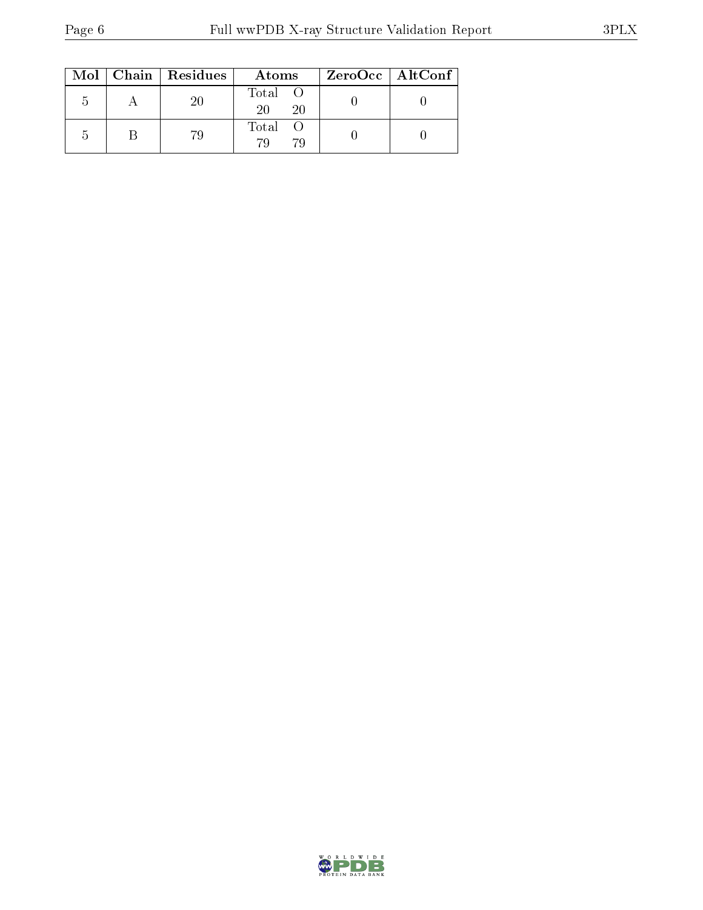| Mol | Chain | Residues | Atoms | ZeroOcc | AltConf |
|---|---|---|---|---|---|
| 5 | A | 20 | Total O<br>20 20 | 0 | 0 |
| 5 | B | 79 | Total O<br>79 79 | 0 | 0 |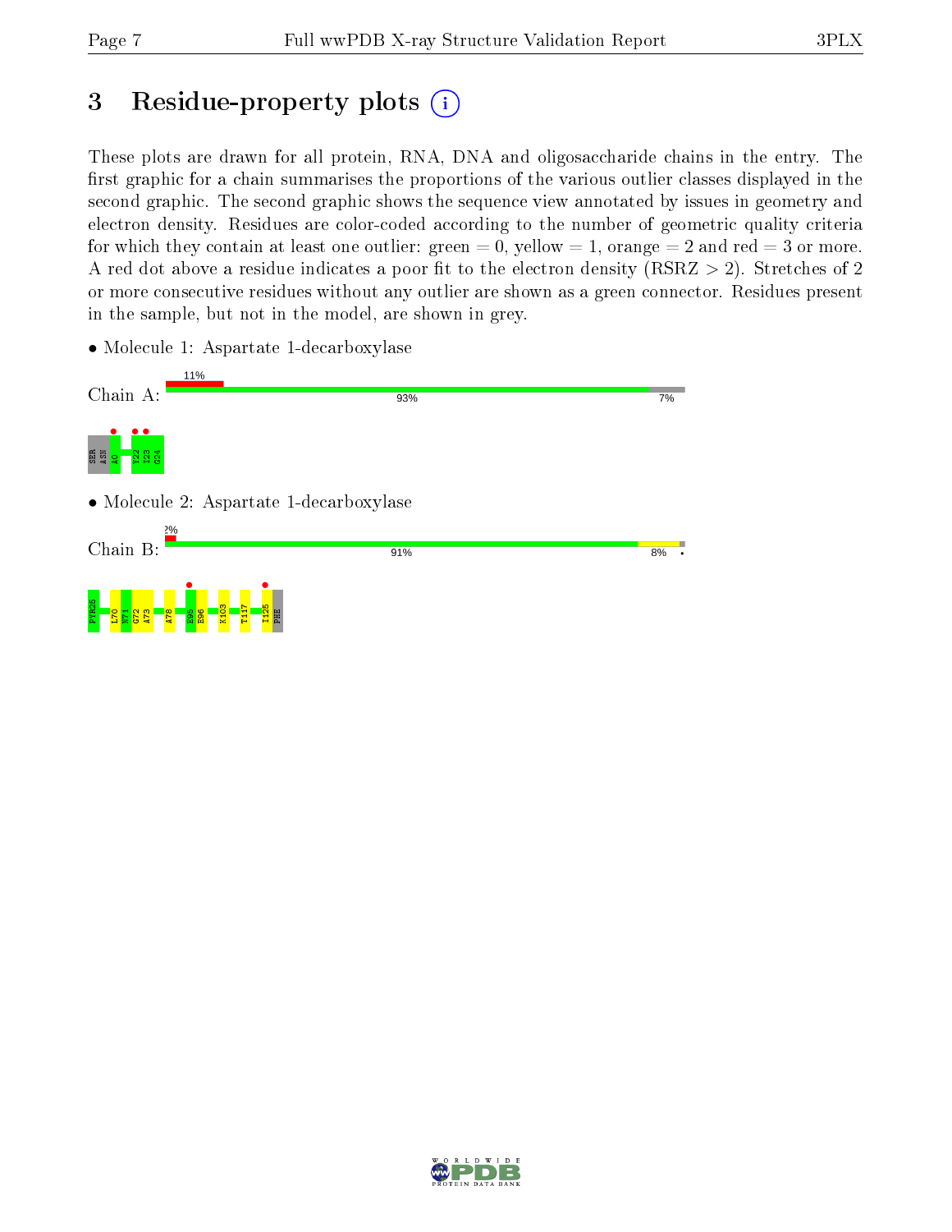# 3 Residue-property plots ⓘ

These plots are drawn for all protein, RNA, DNA and oligosaccharide chains in the entry. The first graphic for a chain summarises the proportions of the various outlier classes displayed in the second graphic. The second graphic shows the sequence view annotated by issues in geometry and electron density. Residues are color-coded according to the number of geometric quality criteria for which they contain at least one outlier: green = 0, yellow = 1, orange = 2 and red = 3 or more. A red dot above a residue indicates a poor fit to the electron density (RSRZ > 2). Stretches of 2 or more consecutive residues without any outlier are shown as a green connector. Residues present in the sample, but not in the model, are shown in grey.

- Molecule 1: Aspartate 1-decarboxylase

Chain A: 11% | 93% | 7%

SER ASN A0 Y22 I23 G24

- Molecule 2: Aspartate 1-decarboxylase

Chain B: 2% | 91% | 8%

PYR25 L70 N71 G72 A73 A78 E95 E96 K103 T117 I125 PHE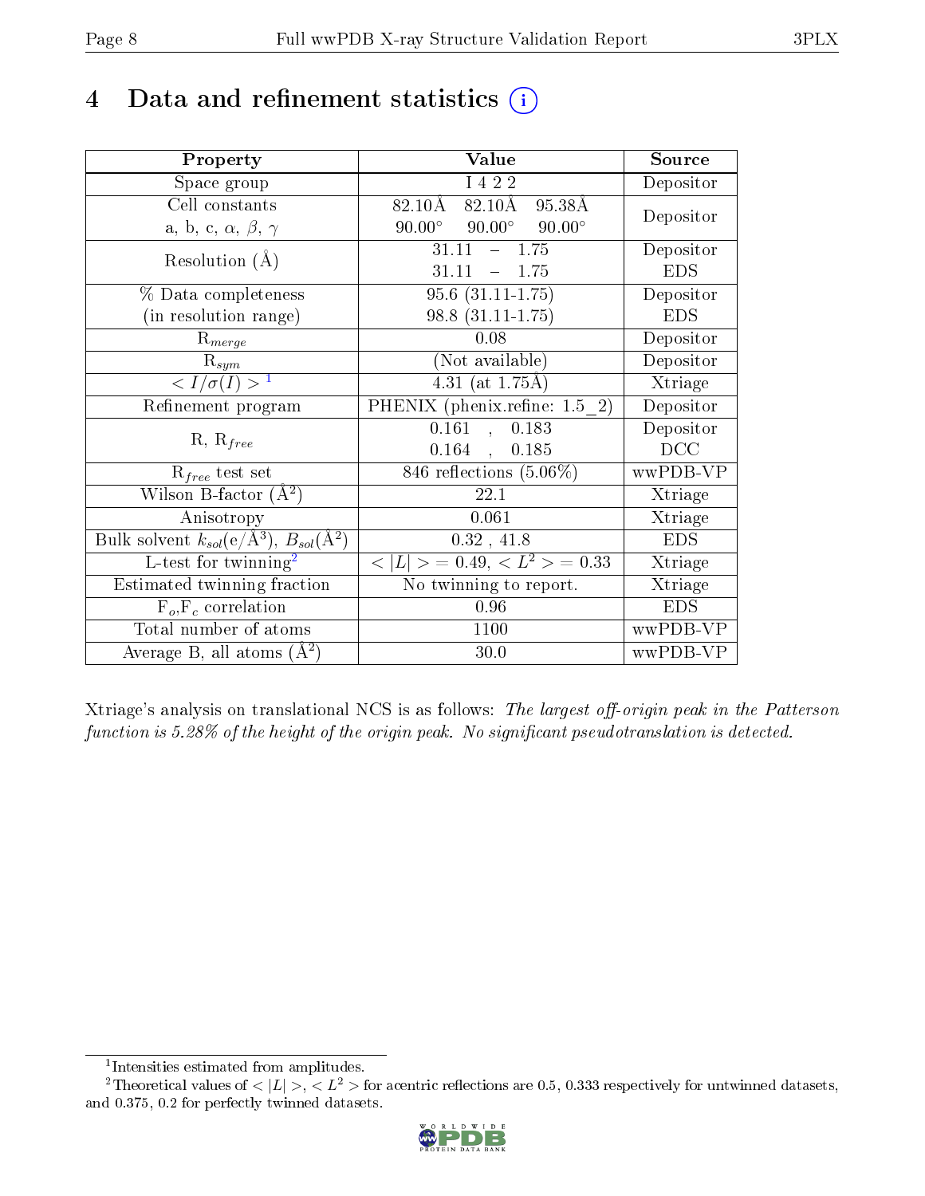# 4 Data and refinement statistics

| Property | Value | Source |
|---|---|---|
| Space group | I 4 2 2 | Depositor |
| Cell constants<br>a, b, c, $\alpha$, $\beta$, $\gamma$ | 82.10Å 82.10Å 95.38Å<br>90.00° 90.00° 90.00° | Depositor |
| Resolution (Å) | 31.11 – 1.75<br>31.11 – 1.75 | Depositor<br>EDS |
| % Data completeness<br>(in resolution range) | 95.6 (31.11-1.75)<br>98.8 (31.11-1.75) | Depositor<br>EDS |
| $R_{merge}$ | 0.08 | Depositor |
| $R_{sym}$ | (Not available) | Depositor |
| $< I/\sigma(I) >$ [1] | 4.31 (at 1.75Å) | Xtriage |
| Refinement program | PHENIX (phenix.refine: 1.5_2) | Depositor |
| R, $R_{free}$ | 0.161 , 0.183<br>0.164 , 0.185 | Depositor<br>DCC |
| $R_{free}$ test set | 846 reflections (5.06%) | wwPDB-VP |
| Wilson B-factor (Å$^2$) | 22.1 | Xtriage |
| Anisotropy | 0.061 | Xtriage |
| Bulk solvent $k_{sol}$(e/Å$^3$), $B_{sol}$(Å$^2$) | 0.32 , 41.8 | EDS |
| L-test for twinning[2] | $< \vert L \vert >$ = 0.49, $< L^2 >$ = 0.33 | Xtriage |
| Estimated twinning fraction | No twinning to report. | Xtriage |
| $F_o$,$F_c$ correlation | 0.96 | EDS |
| Total number of atoms | 1100 | wwPDB-VP |
| Average B, all atoms (Å$^2$) | 30.0 | wwPDB-VP |

Xtriage's analysis on translational NCS is as follows: *The largest off-origin peak in the Patterson function is 5.28% of the height of the origin peak. No significant pseudotranslation is detected.*

[1] Intensities estimated from amplitudes.

[2] Theoretical values of $< |L| >$, $< L^2 >$ for acentric reflections are 0.5, 0.333 respectively for untwinned datasets, and 0.375, 0.2 for perfectly twinned datasets.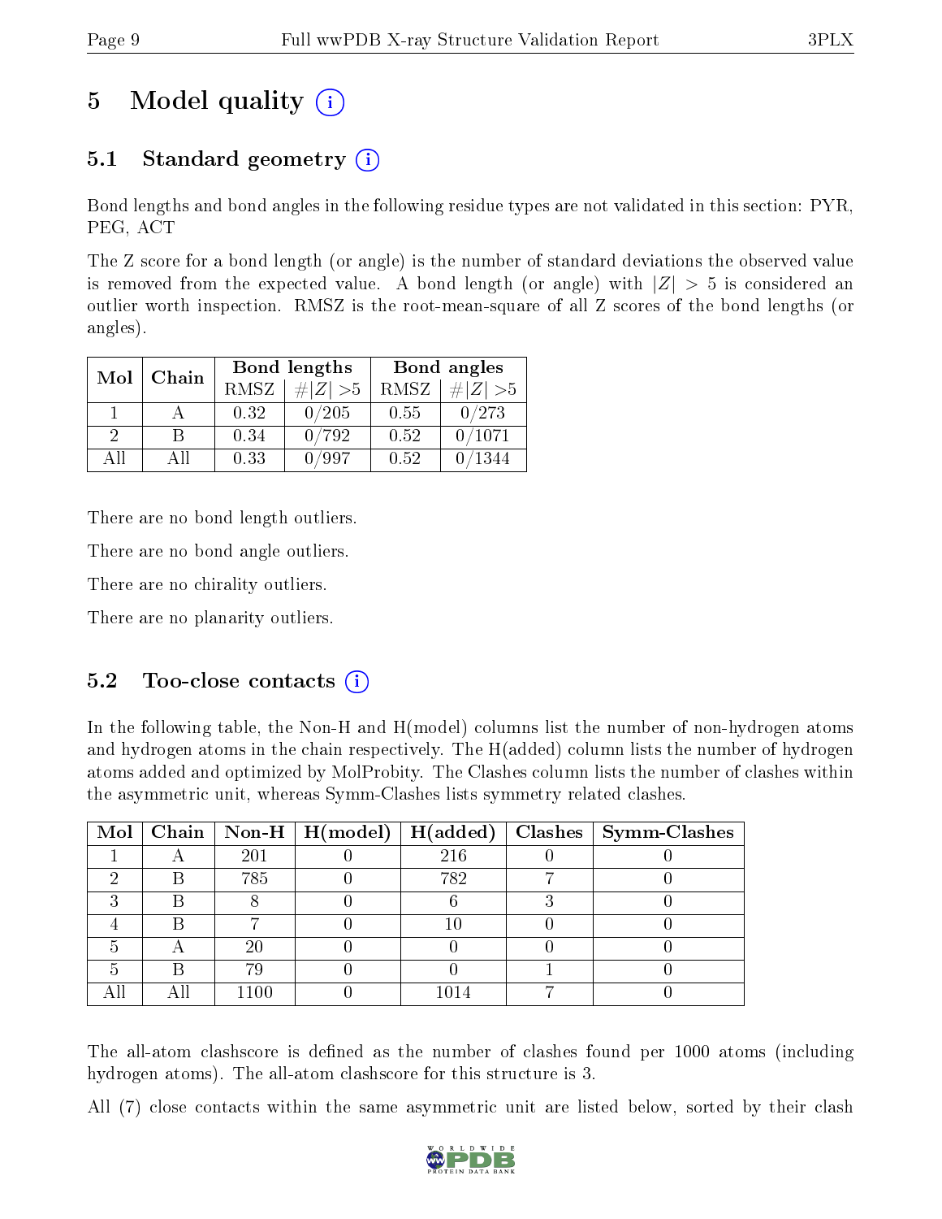# 5 Model quality (i)

## 5.1 Standard geometry (i)

Bond lengths and bond angles in the following residue types are not validated in this section: PYR, PEG, ACT

The Z score for a bond length (or angle) is the number of standard deviations the observed value is removed from the expected value. A bond length (or angle) with $|Z| > 5$ is considered an outlier worth inspection. RMSZ is the root-mean-square of all Z scores of the bond lengths (or angles).

| Mol | Chain | Bond lengths | | Bond angles | |
|---|---|---|---|---|---|
| | | RMSZ | #$\|Z\|$ >5 | RMSZ | #$\|Z\|$ >5 |
| 1 | A | 0.32 | 0/205 | 0.55 | 0/273 |
| 2 | B | 0.34 | 0/792 | 0.52 | 0/1071 |
| All | All | 0.33 | 0/997 | 0.52 | 0/1344 |

There are no bond length outliers.

There are no bond angle outliers.

There are no chirality outliers.

There are no planarity outliers.

## 5.2 Too-close contacts (i)

In the following table, the Non-H and H(model) columns list the number of non-hydrogen atoms and hydrogen atoms in the chain respectively. The H(added) column lists the number of hydrogen atoms added and optimized by MolProbity. The Clashes column lists the number of clashes within the asymmetric unit, whereas Symm-Clashes lists symmetry related clashes.

| Mol | Chain | Non-H | H(model) | H(added) | Clashes | Symm-Clashes |
|---|---|---|---|---|---|---|
| 1 | A | 201 | 0 | 216 | 0 | 0 |
| 2 | B | 785 | 0 | 782 | 7 | 0 |
| 3 | B | 8 | 0 | 6 | 3 | 0 |
| 4 | B | 7 | 0 | 10 | 0 | 0 |
| 5 | A | 20 | 0 | 0 | 0 | 0 |
| 5 | B | 79 | 0 | 0 | 1 | 0 |
| All | All | 1100 | 0 | 1014 | 7 | 0 |

The all-atom clashscore is defined as the number of clashes found per 1000 atoms (including hydrogen atoms). The all-atom clashscore for this structure is 3.

All (7) close contacts within the same asymmetric unit are listed below, sorted by their clash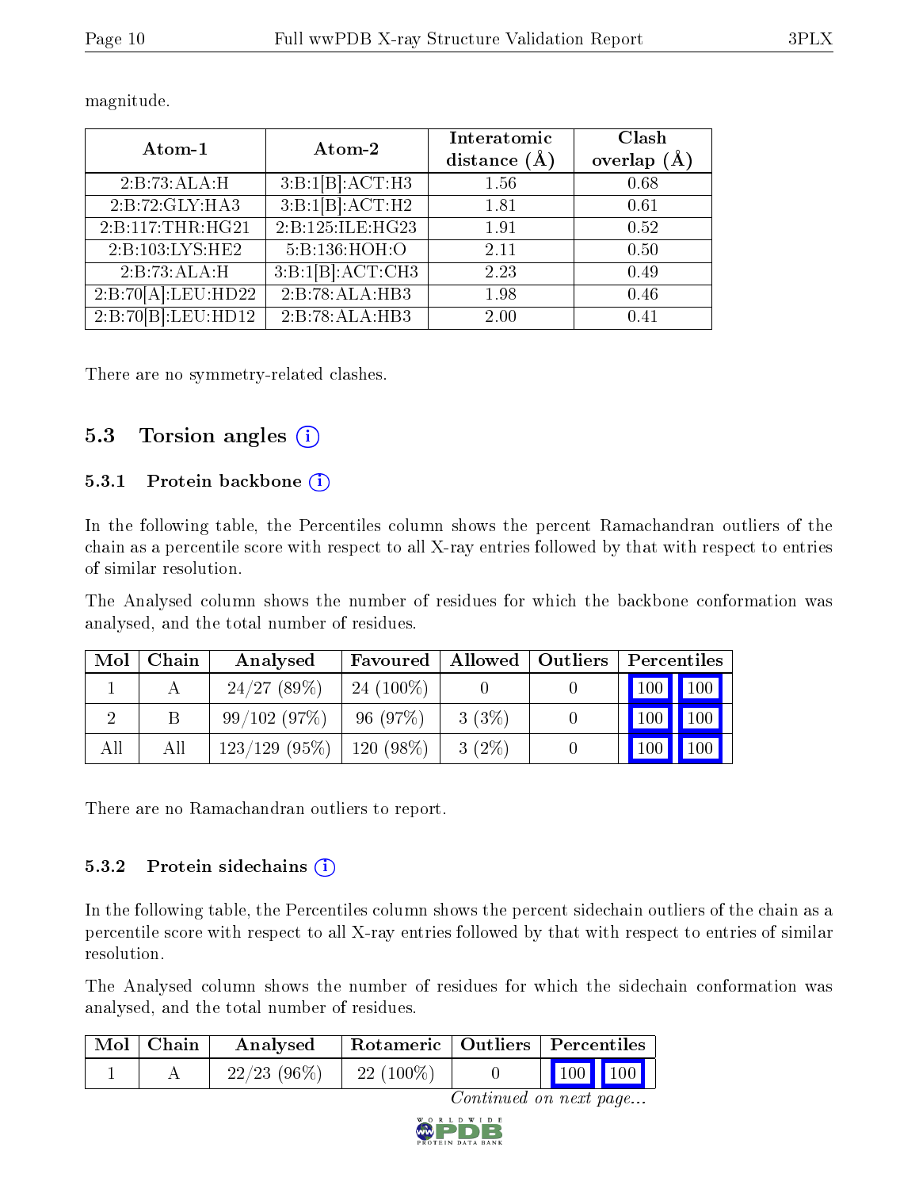magnitude.

| Atom-1 | Atom-2 | Interatomic distance (Å) | Clash overlap (Å) |
|---|---|---|---|
| 2:B:73:ALA:H | 3:B:1[B]:ACT:H3 | 1.56 | 0.68 |
| 2:B:72:GLY:HA3 | 3:B:1[B]:ACT:H2 | 1.81 | 0.61 |
| 2:B:117:THR:HG21 | 2:B:125:ILE:HG23 | 1.91 | 0.52 |
| 2:B:103:LYS:HE2 | 5:B:136:HOH:O | 2.11 | 0.50 |
| 2:B:73:ALA:H | 3:B:1[B]:ACT:CH3 | 2.23 | 0.49 |
| 2:B:70[A]:LEU:HD22 | 2:B:78:ALA:HB3 | 1.98 | 0.46 |
| 2:B:70[B]:LEU:HD12 | 2:B:78:ALA:HB3 | 2.00 | 0.41 |

There are no symmetry-related clashes.

## 5.3 Torsion angles (i)

### 5.3.1 Protein backbone (i)

In the following table, the Percentiles column shows the percent Ramachandran outliers of the chain as a percentile score with respect to all X-ray entries followed by that with respect to entries of similar resolution.

The Analysed column shows the number of residues for which the backbone conformation was analysed, and the total number of residues.

| Mol | Chain | Analysed | Favoured | Allowed | Outliers | Percentiles | |
|---|---|---|---|---|---|---|---|
| 1 | A | 24/27 (89%) | 24 (100%) | 0 | 0 | 100 | 100 |
| 2 | B | 99/102 (97%) | 96 (97%) | 3 (3%) | 0 | 100 | 100 |
| All | All | 123/129 (95%) | 120 (98%) | 3 (2%) | 0 | 100 | 100 |

There are no Ramachandran outliers to report.

### 5.3.2 Protein sidechains (i)

In the following table, the Percentiles column shows the percent sidechain outliers of the chain as a percentile score with respect to all X-ray entries followed by that with respect to entries of similar resolution.

The Analysed column shows the number of residues for which the sidechain conformation was analysed, and the total number of residues.

| Mol | Chain | Analysed | Rotameric | Outliers | Percentiles | |
|---|---|---|---|---|---|---|
| 1 | A | 22/23 (96%) | 22 (100%) | 0 | 100 | 100 |

*Continued on next page...*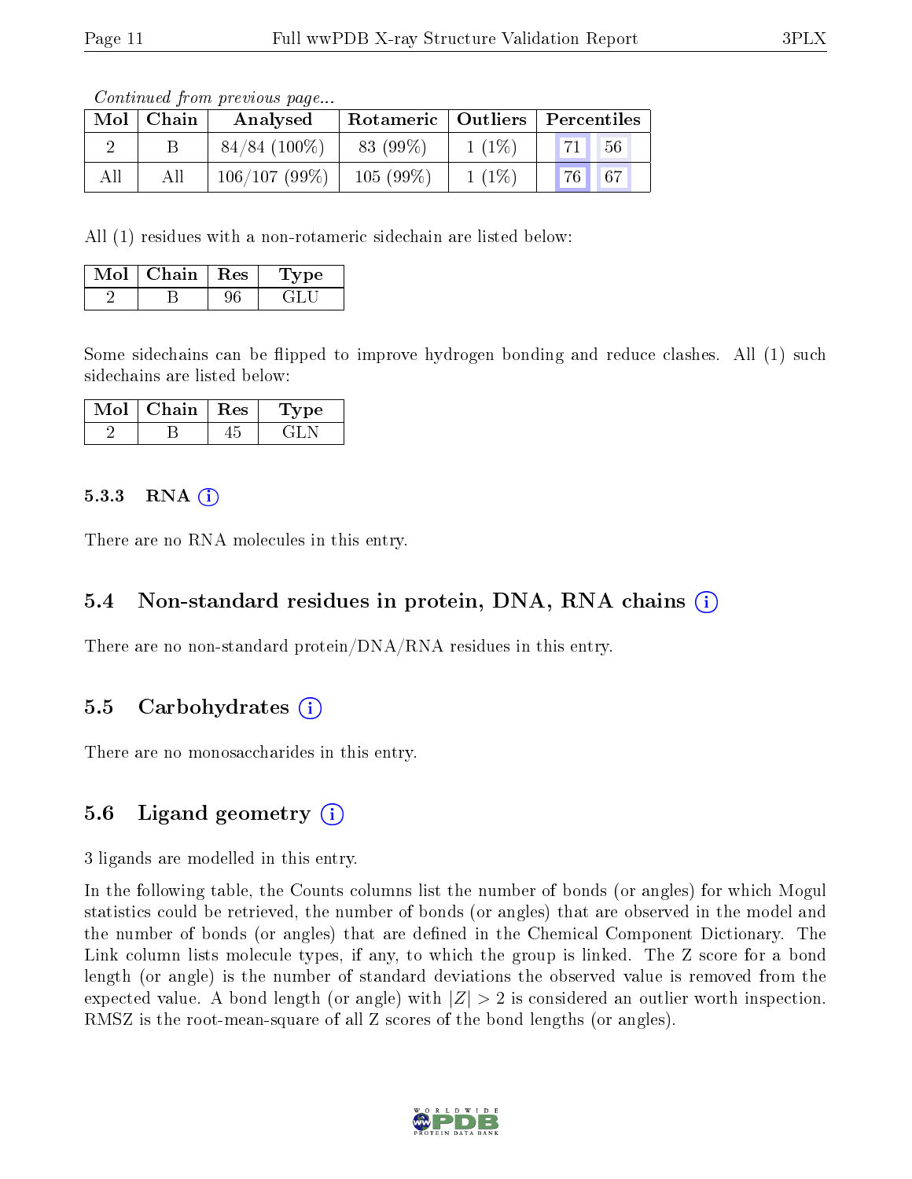*Continued from previous page...*

| Mol | Chain | Analysed | Rotameric | Outliers | Percentiles | |
|---|---|---|---|---|---|---|
| 2 | B | 84/84 (100%) | 83 (99%) | 1 (1%) | 71 | 56 |
| All | All | 106/107 (99%) | 105 (99%) | 1 (1%) | 76 | 67 |

All (1) residues with a non-rotameric sidechain are listed below:

| Mol | Chain | Res | Type |
|---|---|---|---|
| 2 | B | 96 | GLU |

Some sidechains can be flipped to improve hydrogen bonding and reduce clashes. All (1) such sidechains are listed below:

| Mol | Chain | Res | Type |
|---|---|---|---|
| 2 | B | 45 | GLN |

### 5.3.3 RNA

There are no RNA molecules in this entry.

## 5.4 Non-standard residues in protein, DNA, RNA chains

There are no non-standard protein/DNA/RNA residues in this entry.

## 5.5 Carbohydrates

There are no monosaccharides in this entry.

## 5.6 Ligand geometry

3 ligands are modelled in this entry.

In the following table, the Counts columns list the number of bonds (or angles) for which Mogul statistics could be retrieved, the number of bonds (or angles) that are observed in the model and the number of bonds (or angles) that are defined in the Chemical Component Dictionary. The Link column lists molecule types, if any, to which the group is linked. The Z score for a bond length (or angle) is the number of standard deviations the observed value is removed from the expected value. A bond length (or angle) with $|Z| > 2$ is considered an outlier worth inspection. RMSZ is the root-mean-square of all Z scores of the bond lengths (or angles).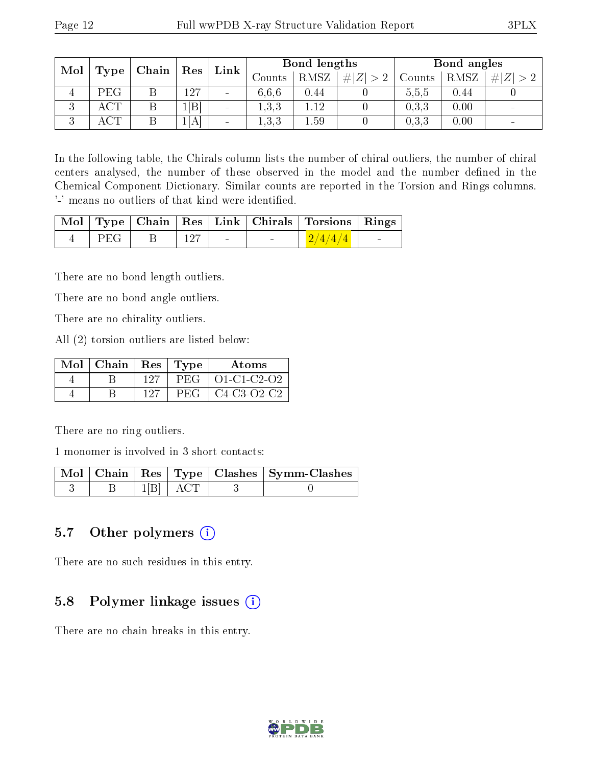| Mol | Type | Chain | Res | Link | Bond lengths | | | Bond angles | | |
|---|---|---|---|---|---|---|---|---|---|---|
| | | | | | Counts | RMSZ | #\|Z\| > 2 | Counts | RMSZ | #\|Z\| > 2 |
| 4 | PEG | B | 127 | - | 6,6,6 | 0.44 | 0 | 5,5,5 | 0.44 | 0 |
| 3 | ACT | B | 1[B] | - | 1,3,3 | 1.12 | 0 | 0,3,3 | 0.00 | - |
| 3 | ACT | B | 1[A] | - | 1,3,3 | 1.59 | 0 | 0,3,3 | 0.00 | - |

In the following table, the Chirals column lists the number of chiral outliers, the number of chiral centers analysed, the number of these observed in the model and the number defined in the Chemical Component Dictionary. Similar counts are reported in the Torsion and Rings columns. '-' means no outliers of that kind were identified.

| Mol | Type | Chain | Res | Link | Chirals | Torsions | Rings |
|---|---|---|---|---|---|---|---|
| 4 | PEG | B | 127 | - | - | 2/4/4/4 | - |

There are no bond length outliers.

There are no bond angle outliers.

There are no chirality outliers.

All (2) torsion outliers are listed below:

| Mol | Chain | Res | Type | Atoms |
|---|---|---|---|---|
| 4 | B | 127 | PEG | O1-C1-C2-O2 |
| 4 | B | 127 | PEG | C4-C3-O2-C2 |

There are no ring outliers.

1 monomer is involved in 3 short contacts:

| Mol | Chain | Res | Type | Clashes | Symm-Clashes |
|---|---|---|---|---|---|
| 3 | B | 1[B] | ACT | 3 | 0 |

## 5.7 Other polymers

There are no such residues in this entry.

## 5.8 Polymer linkage issues

There are no chain breaks in this entry.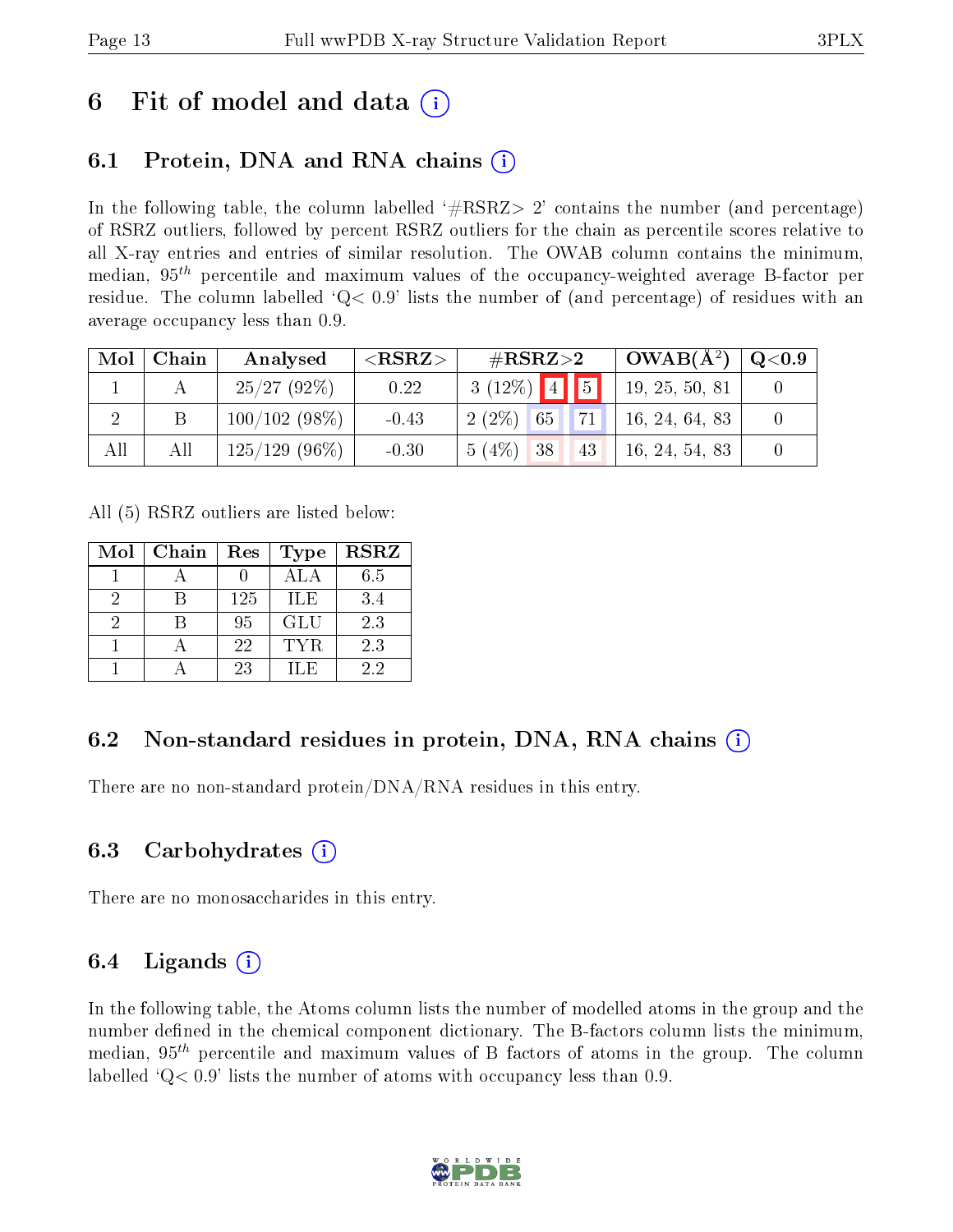# 6 Fit of model and data

## 6.1 Protein, DNA and RNA chains

In the following table, the column labelled '#RSRZ> 2' contains the number (and percentage) of RSRZ outliers, followed by percent RSRZ outliers for the chain as percentile scores relative to all X-ray entries and entries of similar resolution. The OWAB column contains the minimum, median, $95^{th}$ percentile and maximum values of the occupancy-weighted average B-factor per residue. The column labelled 'Q< 0.9' lists the number of (and percentage) of residues with an average occupancy less than 0.9.

| Mol | Chain | Analysed | <RSRZ> | #RSRZ>2 | | | OWAB(Å$^2$) | Q<0.9 |
|---|---|---|---|---|---|---|---|---|
| 1 | A | 25/27 (92%) | 0.22 | 3 (12%) | 4 | 5 | 19, 25, 50, 81 | 0 |
| 2 | B | 100/102 (98%) | -0.43 | 2 (2%) | 65 | 71 | 16, 24, 64, 83 | 0 |
| All | All | 125/129 (96%) | -0.30 | 5 (4%) | 38 | 43 | 16, 24, 54, 83 | 0 |

All (5) RSRZ outliers are listed below:

| Mol | Chain | Res | Type | RSRZ |
|---|---|---|---|---|
| 1 | A | 0 | ALA | 6.5 |
| 2 | B | 125 | ILE | 3.4 |
| 2 | B | 95 | GLU | 2.3 |
| 1 | A | 22 | TYR | 2.3 |
| 1 | A | 23 | ILE | 2.2 |

## 6.2 Non-standard residues in protein, DNA, RNA chains

There are no non-standard protein/DNA/RNA residues in this entry.

## 6.3 Carbohydrates

There are no monosaccharides in this entry.

## 6.4 Ligands

In the following table, the Atoms column lists the number of modelled atoms in the group and the number defined in the chemical component dictionary. The B-factors column lists the minimum, median, $95^{th}$ percentile and maximum values of B factors of atoms in the group. The column labelled 'Q< 0.9' lists the number of atoms with occupancy less than 0.9.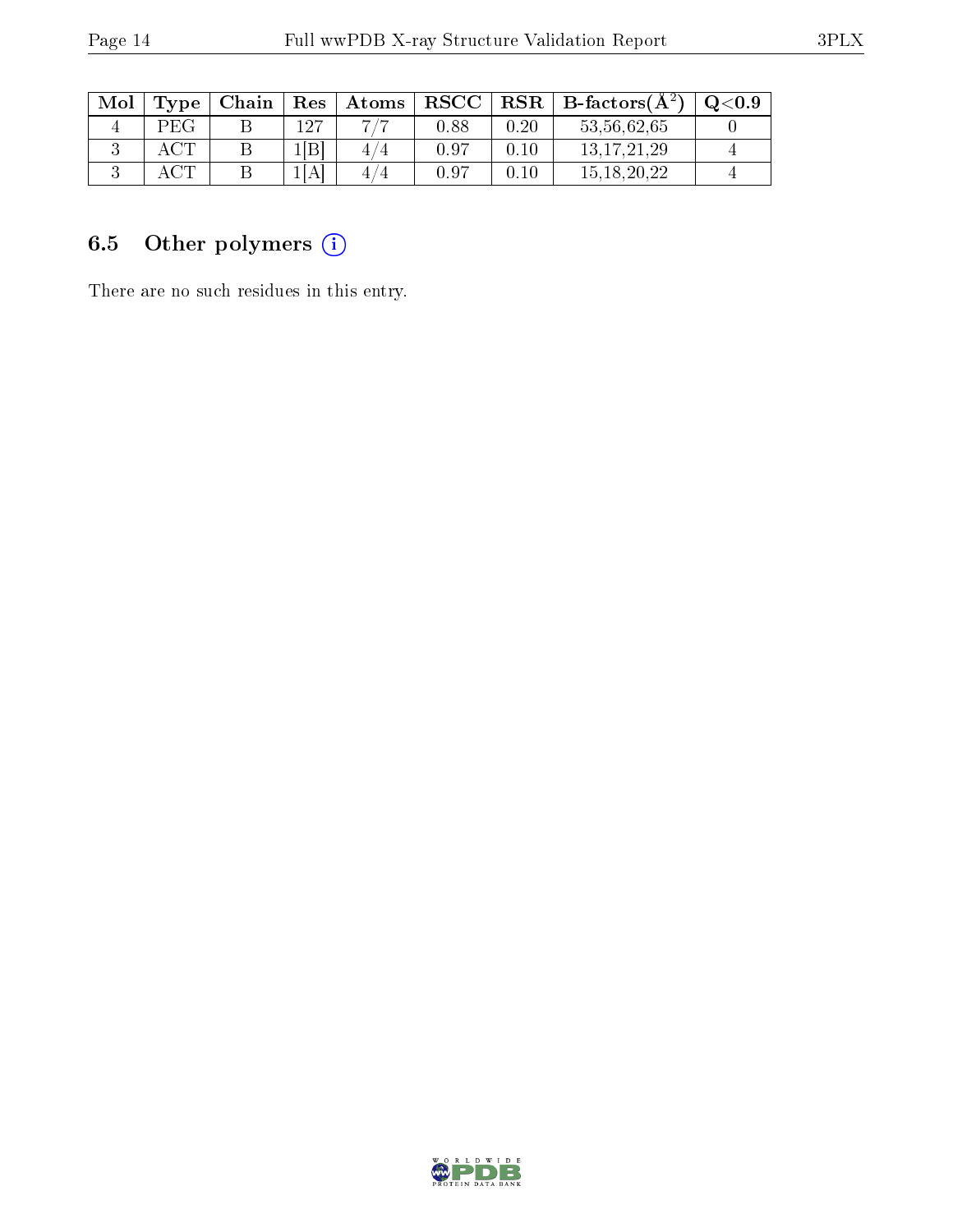| Mol | Type | Chain | Res | Atoms | RSCC | RSR | B-factors($Å^2$) | Q<0.9 |
|---|---|---|---|---|---|---|---|---|
| 4 | PEG | B | 127 | 7/7 | 0.88 | 0.20 | 53,56,62,65 | 0 |
| 3 | ACT | B | 1[B] | 4/4 | 0.97 | 0.10 | 13,17,21,29 | 4 |
| 3 | ACT | B | 1[A] | 4/4 | 0.97 | 0.10 | 15,18,20,22 | 4 |

## 6.5 Other polymers

There are no such residues in this entry.